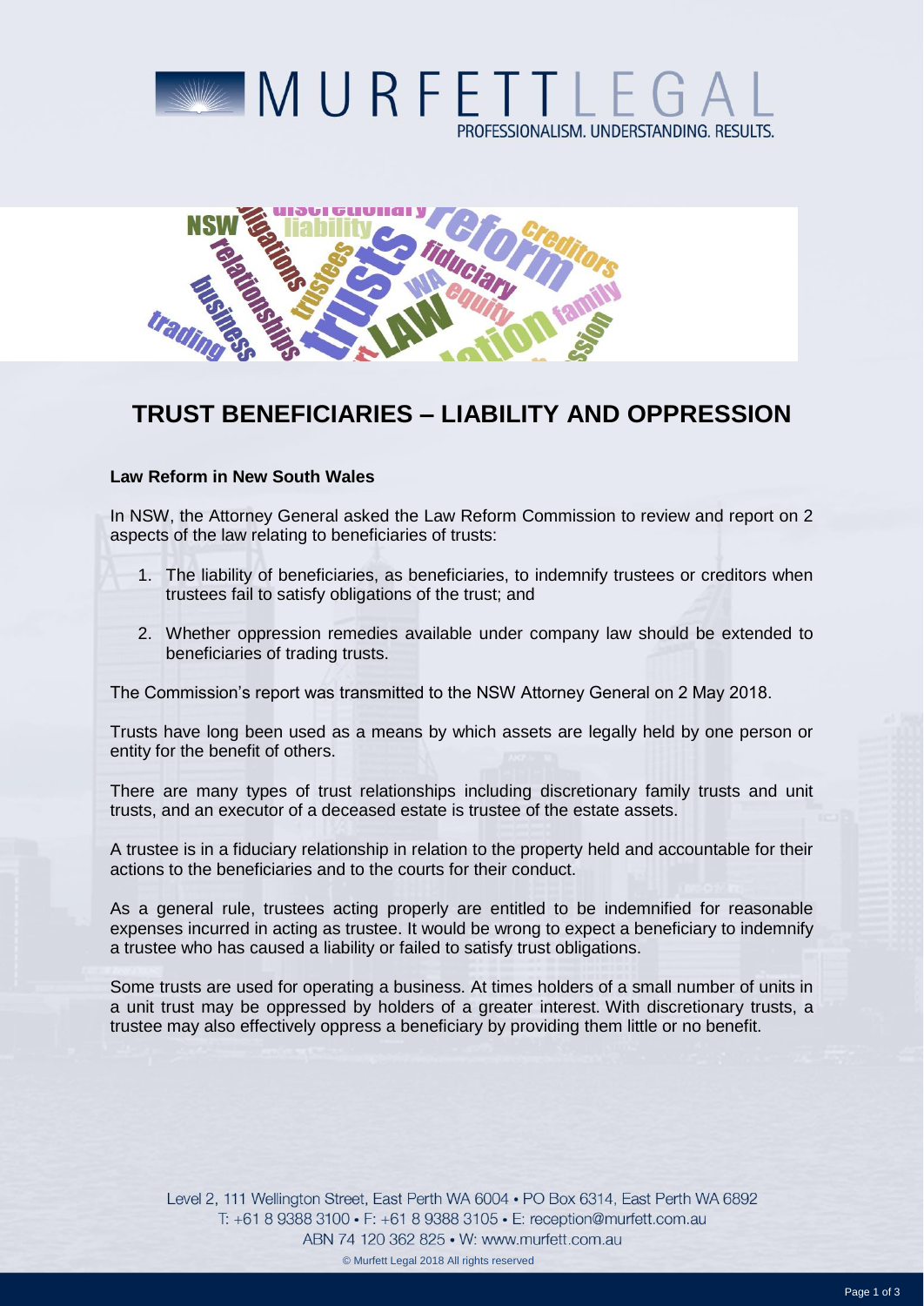# TRUST BENEFICIARIES – LIABILITY AND OPPRESSION

**Law Reform in New South Wales**

In NSW, the Attorney General asked the Law Reform Commission to review and report on 2 aspects of the law relating to beneficiaries of trusts:

1. The liability of beneficiaries, as beneficiaries, to indemnify trustees or creditors when trustees fail to satisfy obligations of the trust; and
2. Whether oppression remedies available under company law should be extended to beneficiaries of trading trusts.

The Commission's report was transmitted to the NSW Attorney General on 2 May 2018.

Trusts have long been used as a means by which assets are legally held by one person or entity for the benefit of others.

There are many types of trust relationships including discretionary family trusts and unit trusts, and an executor of a deceased estate is trustee of the estate assets.

A trustee is in a fiduciary relationship in relation to the property held and accountable for their actions to the beneficiaries and to the courts for their conduct.

As a general rule, trustees acting properly are entitled to be indemnified for reasonable expenses incurred in acting as trustee. It would be wrong to expect a beneficiary to indemnify a trustee who has caused a liability or failed to satisfy trust obligations.

Some trusts are used for operating a business. At times holders of a small number of units in a unit trust may be oppressed by holders of a greater interest. With discretionary trusts, a trustee may also effectively oppress a beneficiary by providing them little or no benefit.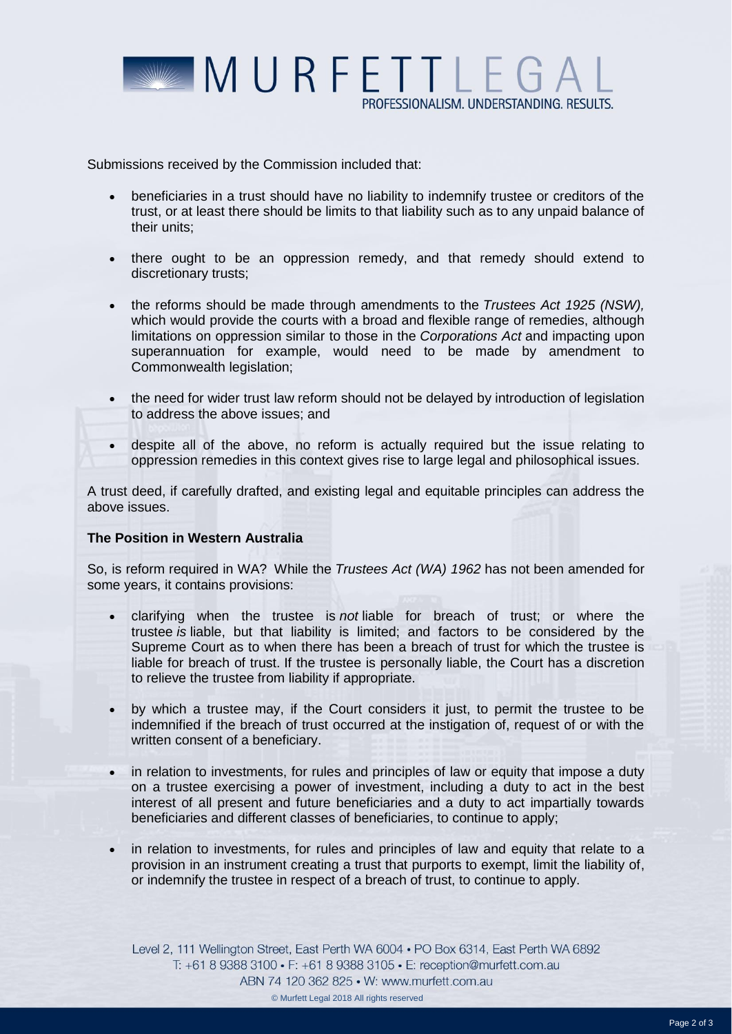Submissions received by the Commission included that:

- beneficiaries in a trust should have no liability to indemnify trustee or creditors of the trust, or at least there should be limits to that liability such as to any unpaid balance of their units;
- there ought to be an oppression remedy, and that remedy should extend to discretionary trusts;
- the reforms should be made through amendments to the *Trustees Act 1925 (NSW),* which would provide the courts with a broad and flexible range of remedies, although limitations on oppression similar to those in the *Corporations Act* and impacting upon superannuation for example, would need to be made by amendment to Commonwealth legislation;
- the need for wider trust law reform should not be delayed by introduction of legislation to address the above issues; and
- despite all of the above, no reform is actually required but the issue relating to oppression remedies in this context gives rise to large legal and philosophical issues.

A trust deed, if carefully drafted, and existing legal and equitable principles can address the above issues.

**The Position in Western Australia**

So, is reform required in WA? While the *Trustees Act (WA) 1962* has not been amended for some years, it contains provisions:

- clarifying when the trustee is *not* liable for breach of trust; or where the trustee *is* liable, but that liability is limited; and factors to be considered by the Supreme Court as to when there has been a breach of trust for which the trustee is liable for breach of trust. If the trustee is personally liable, the Court has a discretion to relieve the trustee from liability if appropriate.
- by which a trustee may, if the Court considers it just, to permit the trustee to be indemnified if the breach of trust occurred at the instigation of, request of or with the written consent of a beneficiary.
- in relation to investments, for rules and principles of law or equity that impose a duty on a trustee exercising a power of investment, including a duty to act in the best interest of all present and future beneficiaries and a duty to act impartially towards beneficiaries and different classes of beneficiaries, to continue to apply;
- in relation to investments, for rules and principles of law and equity that relate to a provision in an instrument creating a trust that purports to exempt, limit the liability of, or indemnify the trustee in respect of a breach of trust, to continue to apply.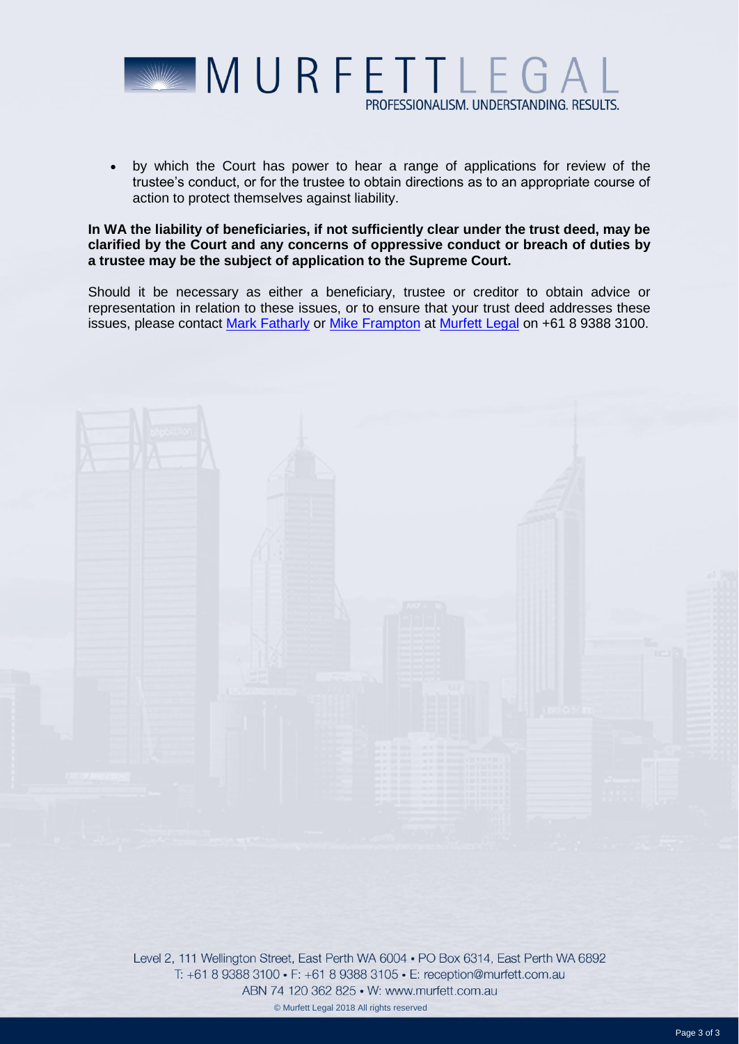- by which the Court has power to hear a range of applications for review of the trustee's conduct, or for the trustee to obtain directions as to an appropriate course of action to protect themselves against liability.

**In WA the liability of beneficiaries, if not sufficiently clear under the trust deed, may be clarified by the Court and any concerns of oppressive conduct or breach of duties by a trustee may be the subject of application to the Supreme Court.**

Should it be necessary as either a beneficiary, trustee or creditor to obtain advice or representation in relation to these issues, or to ensure that your trust deed addresses these issues, please contact Mark Fatharly or Mike Frampton at Murfett Legal on +61 8 9388 3100.

Level 2, 111 Wellington Street, East Perth WA 6004 • PO Box 6314, East Perth WA 6892
T: +61 8 9388 3100 • F: +61 8 9388 3105 • E: reception@murfett.com.au
ABN 74 120 362 825 • W: www.murfett.com.au
© Murfett Legal 2018 All rights reserved